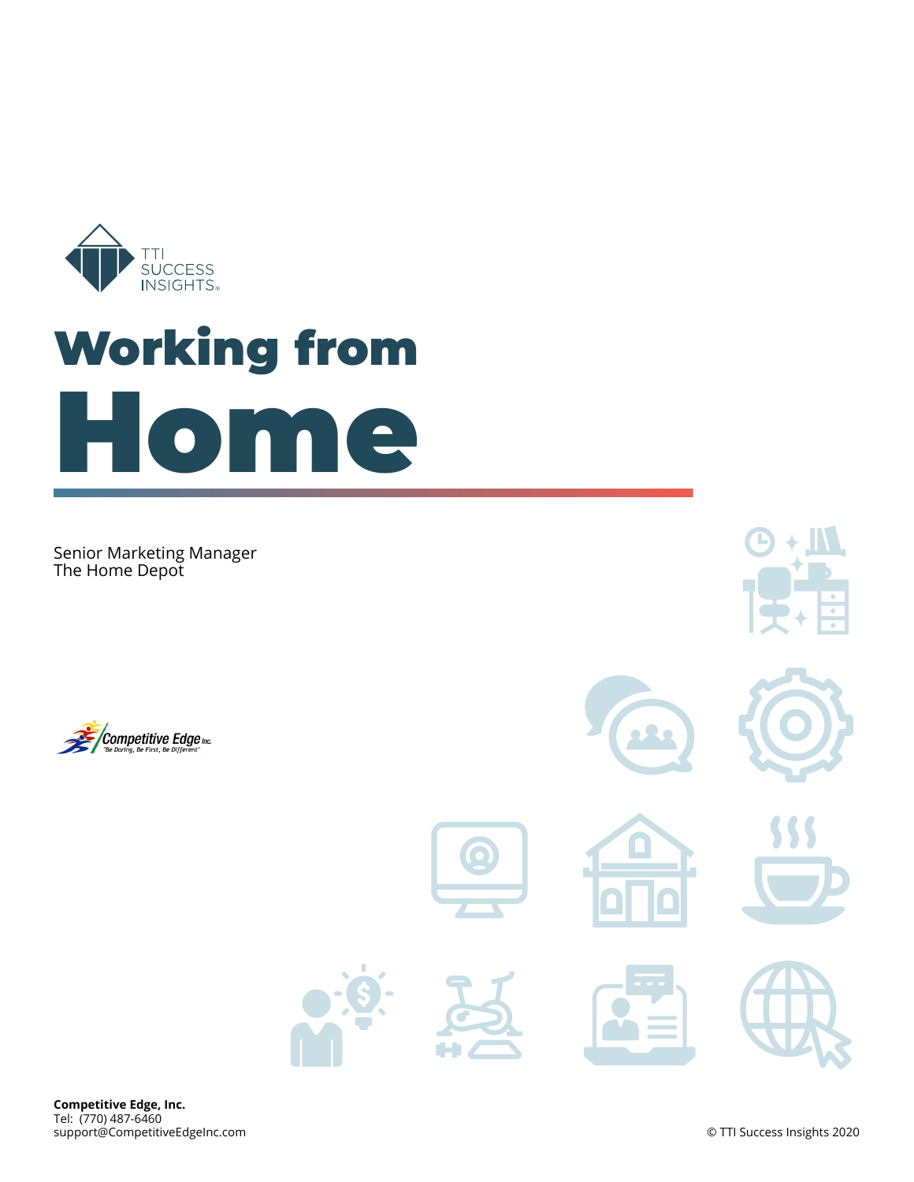TTI SUCCESS INSIGHTS®

# Working from Home

Senior Marketing Manager
The Home Depot

Competitive Edge Inc.
"Be Daring, Be First, Be Different"

**Competitive Edge, Inc.**
Tel: (770) 487-6460
support@CompetitiveEdgeInc.com

© TTI Success Insights 2020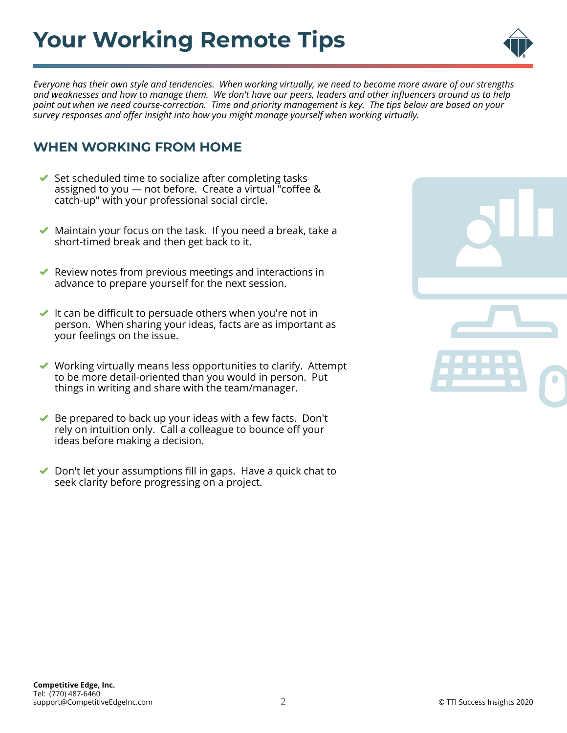# Your Working Remote Tips

*Everyone has their own style and tendencies. When working virtually, we need to become more aware of our strengths and weaknesses and how to manage them. We don't have our peers, leaders and other influencers around us to help point out when we need course-correction. Time and priority management is key. The tips below are based on your survey responses and offer insight into how you might manage yourself when working virtually.*

## WHEN WORKING FROM HOME

- Set scheduled time to socialize after completing tasks assigned to you — not before. Create a virtual "coffee & catch-up" with your professional social circle.
- Maintain your focus on the task. If you need a break, take a short-timed break and then get back to it.
- Review notes from previous meetings and interactions in advance to prepare yourself for the next session.
- It can be difficult to persuade others when you're not in person. When sharing your ideas, facts are as important as your feelings on the issue.
- Working virtually means less opportunities to clarify. Attempt to be more detail-oriented than you would in person. Put things in writing and share with the team/manager.
- Be prepared to back up your ideas with a few facts. Don't rely on intuition only. Call a colleague to bounce off your ideas before making a decision.
- Don't let your assumptions fill in gaps. Have a quick chat to seek clarity before progressing on a project.

**Competitive Edge, Inc.**
Tel: (770) 487-6460
support@CompetitiveEdgeInc.com

© TTI Success Insights 2020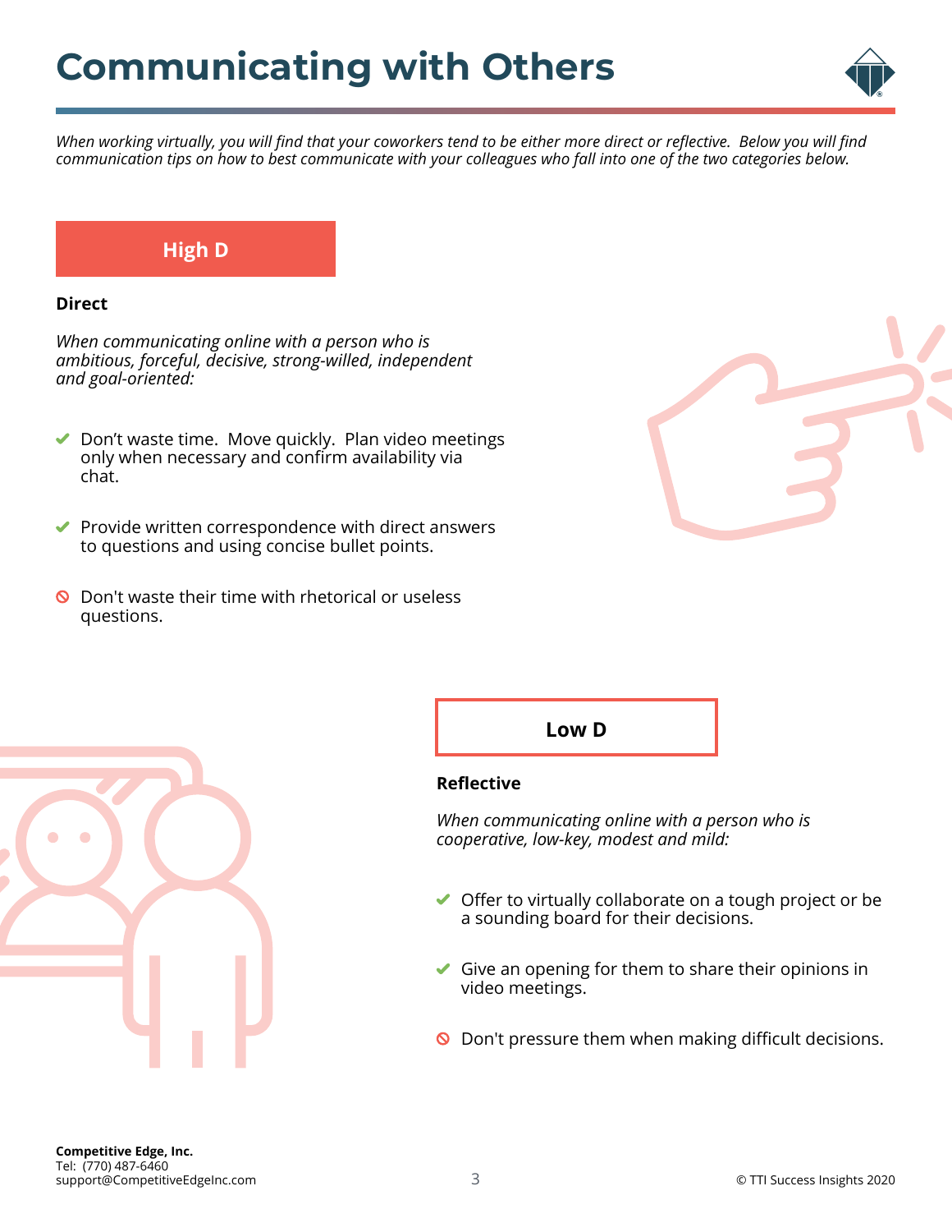# Communicating with Others

*When working virtually, you will find that your coworkers tend to be either more direct or reflective. Below you will find communication tips on how to best communicate with your colleagues who fall into one of the two categories below.*

## High D

**Direct**

*When communicating online with a person who is ambitious, forceful, decisive, strong-willed, independent and goal-oriented:*

- ✔ Don't waste time. Move quickly. Plan video meetings only when necessary and confirm availability via chat.
- ✔ Provide written correspondence with direct answers to questions and using concise bullet points.
- ⊘ Don't waste their time with rhetorical or useless questions.

## Low D

**Reflective**

*When communicating online with a person who is cooperative, low-key, modest and mild:*

- ✔ Offer to virtually collaborate on a tough project or be a sounding board for their decisions.
- ✔ Give an opening for them to share their opinions in video meetings.
- ⊘ Don't pressure them when making difficult decisions.

**Competitive Edge, Inc.**
Tel: (770) 487-6460
support@CompetitiveEdgeInc.com

© TTI Success Insights 2020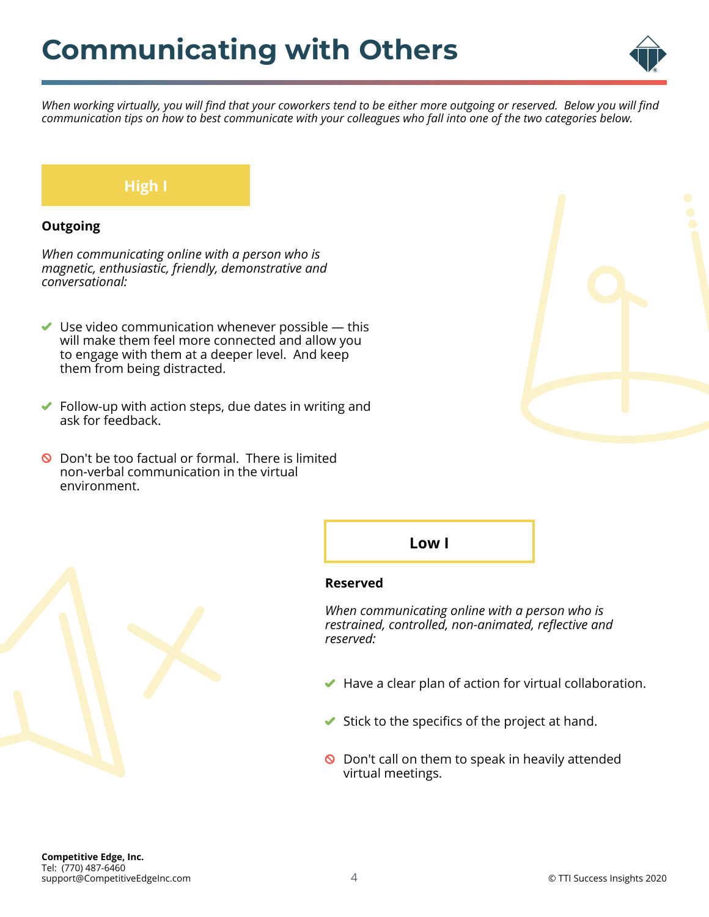# Communicating with Others

*When working virtually, you will find that your coworkers tend to be either more outgoing or reserved. Below you will find communication tips on how to best communicate with your colleagues who fall into one of the two categories below.*

## High I

**Outgoing**

*When communicating online with a person who is magnetic, enthusiastic, friendly, demonstrative and conversational:*

- ✔ Use video communication whenever possible — this will make them feel more connected and allow you to engage with them at a deeper level. And keep them from being distracted.
- ✔ Follow-up with action steps, due dates in writing and ask for feedback.
- ⊘ Don't be too factual or formal. There is limited non-verbal communication in the virtual environment.

## Low I

**Reserved**

*When communicating online with a person who is restrained, controlled, non-animated, reflective and reserved:*

- ✔ Have a clear plan of action for virtual collaboration.
- ✔ Stick to the specifics of the project at hand.
- ⊘ Don't call on them to speak in heavily attended virtual meetings.

**Competitive Edge, Inc.**
Tel: (770) 487-6460
support@CompetitiveEdgeInc.com

© TTI Success Insights 2020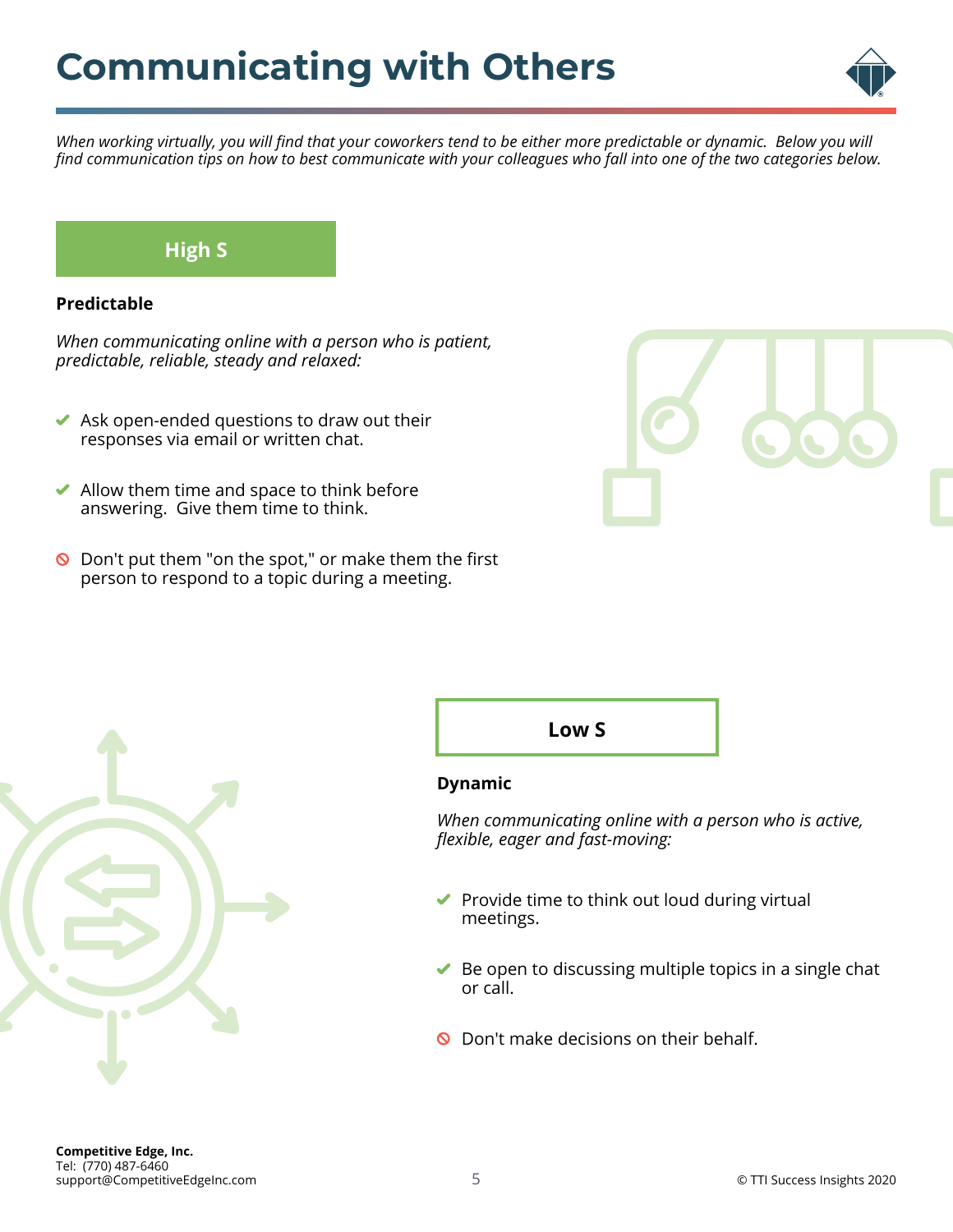# Communicating with Others

*When working virtually, you will find that your coworkers tend to be either more predictable or dynamic. Below you will find communication tips on how to best communicate with your colleagues who fall into one of the two categories below.*

## High S

**Predictable**

*When communicating online with a person who is patient, predictable, reliable, steady and relaxed:*

- ✔ Ask open-ended questions to draw out their responses via email or written chat.
- ✔ Allow them time and space to think before answering. Give them time to think.
- ⦸ Don't put them "on the spot," or make them the first person to respond to a topic during a meeting.

## Low S

**Dynamic**

*When communicating online with a person who is active, flexible, eager and fast-moving:*

- ✔ Provide time to think out loud during virtual meetings.
- ✔ Be open to discussing multiple topics in a single chat or call.
- ⦸ Don't make decisions on their behalf.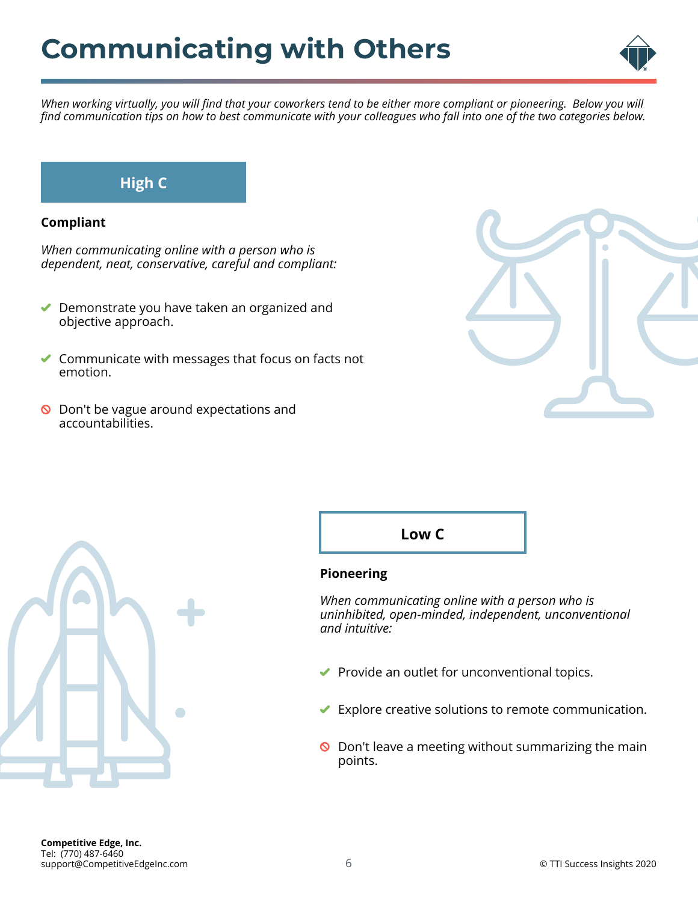# Communicating with Others

*When working virtually, you will find that your coworkers tend to be either more compliant or pioneering. Below you will find communication tips on how to best communicate with your colleagues who fall into one of the two categories below.*

## High C

**Compliant**

*When communicating online with a person who is dependent, neat, conservative, careful and compliant:*

- ✔ Demonstrate you have taken an organized and objective approach.
- ✔ Communicate with messages that focus on facts not emotion.
- ⊘ Don't be vague around expectations and accountabilities.

## Low C

**Pioneering**

*When communicating online with a person who is uninhibited, open-minded, independent, unconventional and intuitive:*

- ✔ Provide an outlet for unconventional topics.
- ✔ Explore creative solutions to remote communication.
- ⊘ Don't leave a meeting without summarizing the main points.

**Competitive Edge, Inc.**
Tel: (770) 487-6460
support@CompetitiveEdgeInc.com

© TTI Success Insights 2020